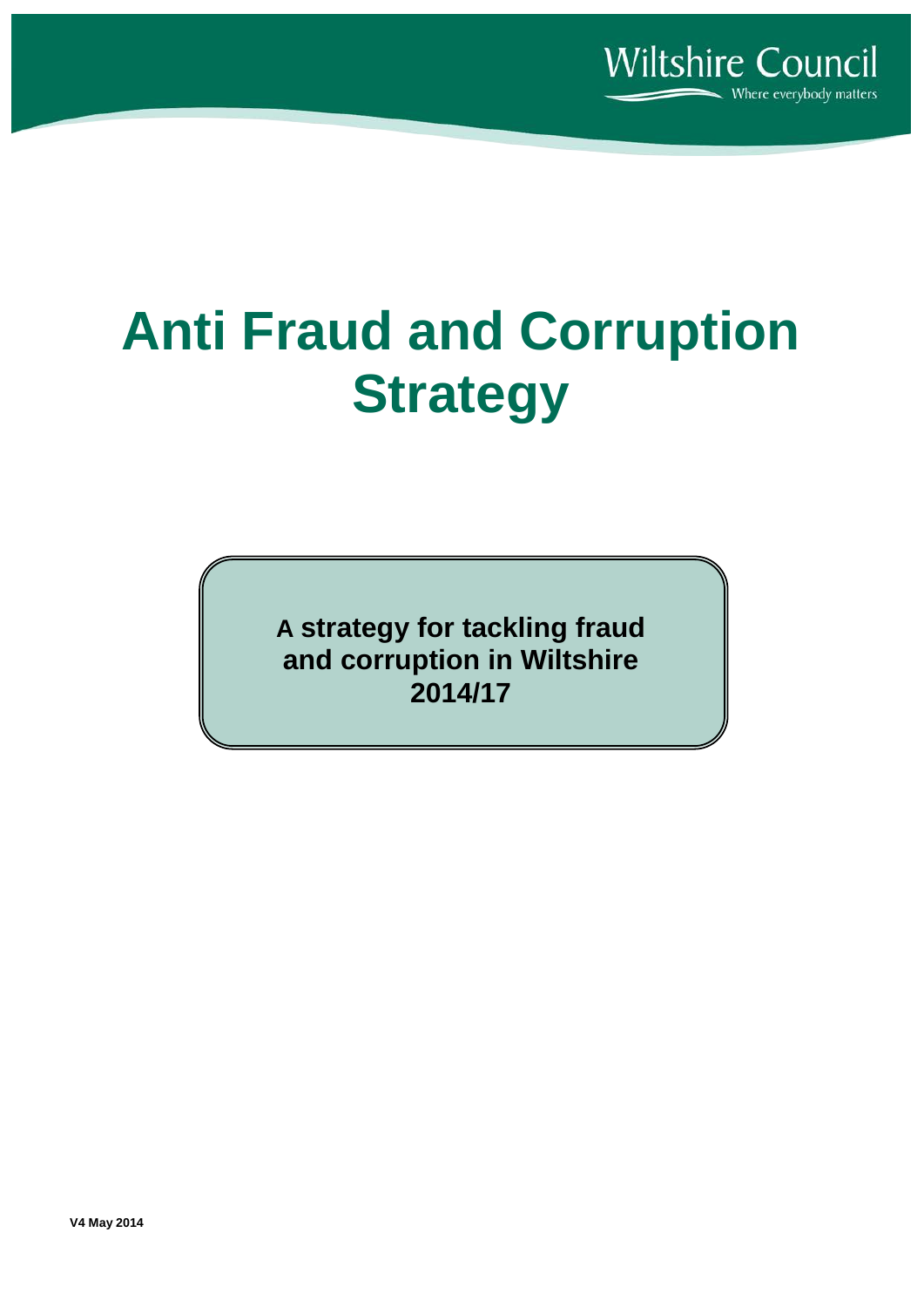Wiltshire Council

Where everybody matters

# Anti Fraud and Corruption Strategy

**A strategy for tackling fraud and corruption in Wiltshire 2014/17**

**V4 May 2014**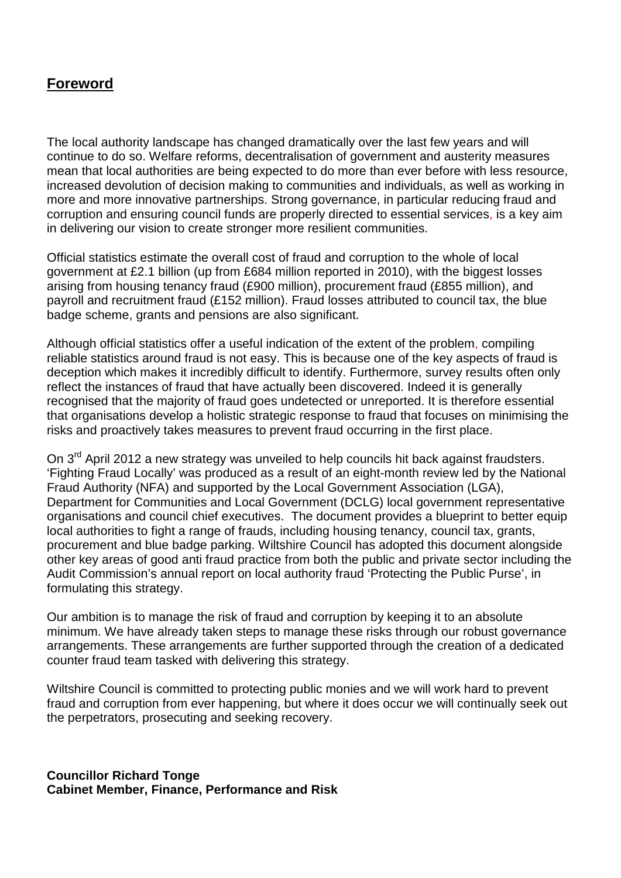## Foreword

The local authority landscape has changed dramatically over the last few years and will continue to do so. Welfare reforms, decentralisation of government and austerity measures mean that local authorities are being expected to do more than ever before with less resource, increased devolution of decision making to communities and individuals, as well as working in more and more innovative partnerships. Strong governance, in particular reducing fraud and corruption and ensuring council funds are properly directed to essential services, is a key aim in delivering our vision to create stronger more resilient communities.

Official statistics estimate the overall cost of fraud and corruption to the whole of local government at £2.1 billion (up from £684 million reported in 2010), with the biggest losses arising from housing tenancy fraud (£900 million), procurement fraud (£855 million), and payroll and recruitment fraud (£152 million). Fraud losses attributed to council tax, the blue badge scheme, grants and pensions are also significant.

Although official statistics offer a useful indication of the extent of the problem, compiling reliable statistics around fraud is not easy. This is because one of the key aspects of fraud is deception which makes it incredibly difficult to identify. Furthermore, survey results often only reflect the instances of fraud that have actually been discovered. Indeed it is generally recognised that the majority of fraud goes undetected or unreported. It is therefore essential that organisations develop a holistic strategic response to fraud that focuses on minimising the risks and proactively takes measures to prevent fraud occurring in the first place.

On 3rd April 2012 a new strategy was unveiled to help councils hit back against fraudsters. 'Fighting Fraud Locally' was produced as a result of an eight-month review led by the National Fraud Authority (NFA) and supported by the Local Government Association (LGA), Department for Communities and Local Government (DCLG) local government representative organisations and council chief executives. The document provides a blueprint to better equip local authorities to fight a range of frauds, including housing tenancy, council tax, grants, procurement and blue badge parking. Wiltshire Council has adopted this document alongside other key areas of good anti fraud practice from both the public and private sector including the Audit Commission's annual report on local authority fraud 'Protecting the Public Purse', in formulating this strategy.

Our ambition is to manage the risk of fraud and corruption by keeping it to an absolute minimum. We have already taken steps to manage these risks through our robust governance arrangements. These arrangements are further supported through the creation of a dedicated counter fraud team tasked with delivering this strategy.

Wiltshire Council is committed to protecting public monies and we will work hard to prevent fraud and corruption from ever happening, but where it does occur we will continually seek out the perpetrators, prosecuting and seeking recovery.

**Councillor Richard Tonge**
**Cabinet Member, Finance, Performance and Risk**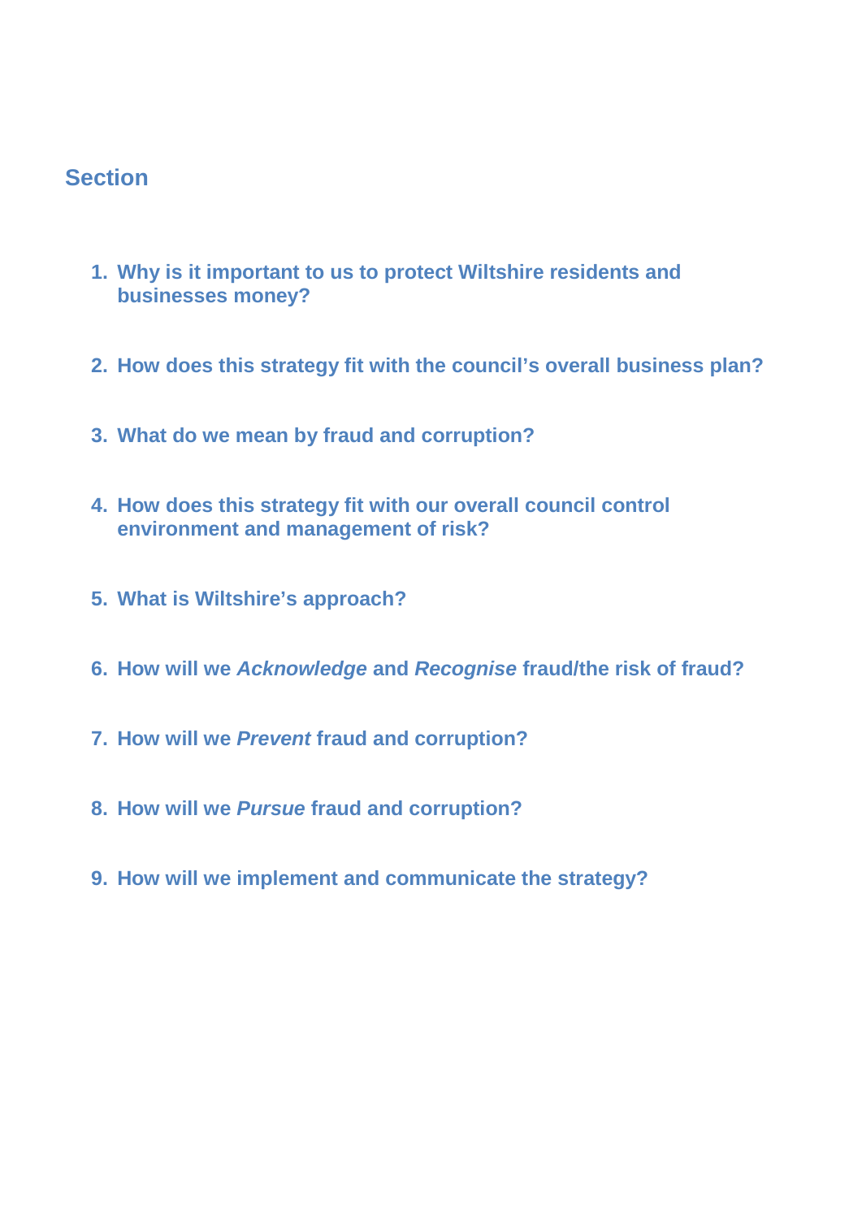## Section

1. **Why is it important to us to protect Wiltshire residents and businesses money?**

2. **How does this strategy fit with the council's overall business plan?**

3. **What do we mean by fraud and corruption?**

4. **How does this strategy fit with our overall council control environment and management of risk?**

5. **What is Wiltshire's approach?**

6. **How will we *Acknowledge* and *Recognise* fraud/the risk of fraud?**

7. **How will we *Prevent* fraud and corruption?**

8. **How will we *Pursue* fraud and corruption?**

9. **How will we implement and communicate the strategy?**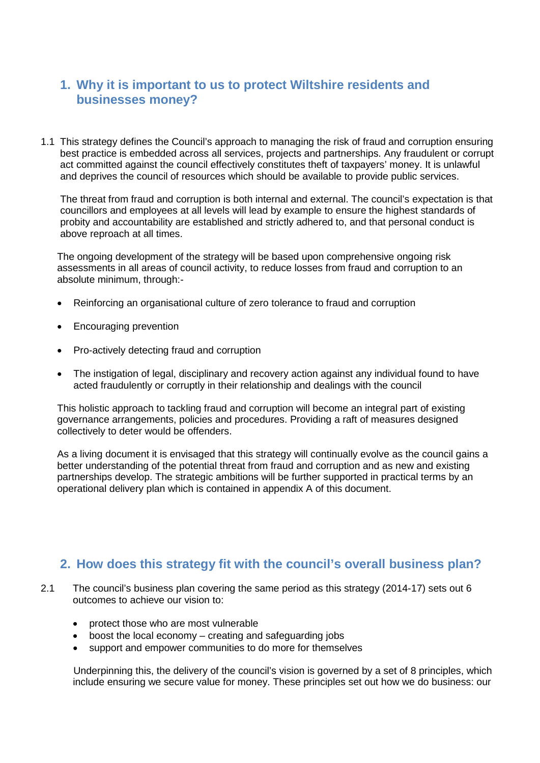## 1. Why it is important to us to protect Wiltshire residents and businesses money?

1.1 This strategy defines the Council's approach to managing the risk of fraud and corruption ensuring best practice is embedded across all services, projects and partnerships. Any fraudulent or corrupt act committed against the council effectively constitutes theft of taxpayers' money. It is unlawful and deprives the council of resources which should be available to provide public services.

The threat from fraud and corruption is both internal and external. The council's expectation is that councillors and employees at all levels will lead by example to ensure the highest standards of probity and accountability are established and strictly adhered to, and that personal conduct is above reproach at all times.

The ongoing development of the strategy will be based upon comprehensive ongoing risk assessments in all areas of council activity, to reduce losses from fraud and corruption to an absolute minimum, through:-

- Reinforcing an organisational culture of zero tolerance to fraud and corruption
- Encouraging prevention
- Pro-actively detecting fraud and corruption
- The instigation of legal, disciplinary and recovery action against any individual found to have acted fraudulently or corruptly in their relationship and dealings with the council

This holistic approach to tackling fraud and corruption will become an integral part of existing governance arrangements, policies and procedures. Providing a raft of measures designed collectively to deter would be offenders.

As a living document it is envisaged that this strategy will continually evolve as the council gains a better understanding of the potential threat from fraud and corruption and as new and existing partnerships develop. The strategic ambitions will be further supported in practical terms by an operational delivery plan which is contained in appendix A of this document.

## 2. How does this strategy fit with the council's overall business plan?

2.1 The council's business plan covering the same period as this strategy (2014-17) sets out 6 outcomes to achieve our vision to:

- protect those who are most vulnerable
- boost the local economy – creating and safeguarding jobs
- support and empower communities to do more for themselves

Underpinning this, the delivery of the council's vision is governed by a set of 8 principles, which include ensuring we secure value for money. These principles set out how we do business: our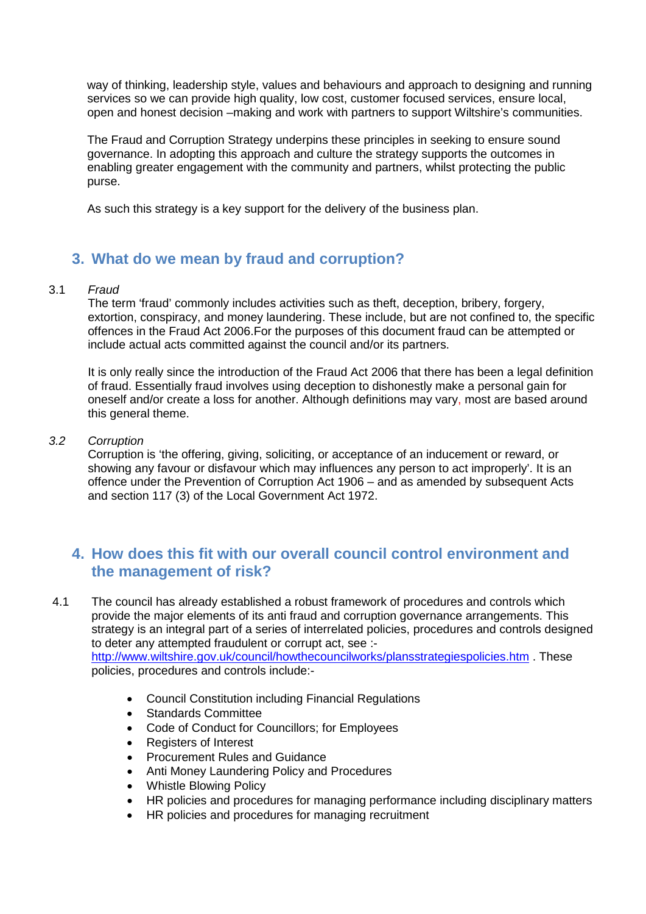way of thinking, leadership style, values and behaviours and approach to designing and running services so we can provide high quality, low cost, customer focused services, ensure local, open and honest decision –making and work with partners to support Wiltshire's communities.

The Fraud and Corruption Strategy underpins these principles in seeking to ensure sound governance. In adopting this approach and culture the strategy supports the outcomes in enabling greater engagement with the community and partners, whilst protecting the public purse.

As such this strategy is a key support for the delivery of the business plan.

## 3. What do we mean by fraud and corruption?

3.1 *Fraud*

The term 'fraud' commonly includes activities such as theft, deception, bribery, forgery, extortion, conspiracy, and money laundering. These include, but are not confined to, the specific offences in the Fraud Act 2006.For the purposes of this document fraud can be attempted or include actual acts committed against the council and/or its partners.

It is only really since the introduction of the Fraud Act 2006 that there has been a legal definition of fraud. Essentially fraud involves using deception to dishonestly make a personal gain for oneself and/or create a loss for another. Although definitions may vary, most are based around this general theme.

*3.2* *Corruption*

Corruption is 'the offering, giving, soliciting, or acceptance of an inducement or reward, or showing any favour or disfavour which may influences any person to act improperly'. It is an offence under the Prevention of Corruption Act 1906 – and as amended by subsequent Acts and section 117 (3) of the Local Government Act 1972.

## 4. How does this fit with our overall council control environment and the management of risk?

4.1 The council has already established a robust framework of procedures and controls which provide the major elements of its anti fraud and corruption governance arrangements. This strategy is an integral part of a series of interrelated policies, procedures and controls designed to deter any attempted fraudulent or corrupt act, see :- http://www.wiltshire.gov.uk/council/howthecouncilworks/plansstrategiespolicies.htm . These policies, procedures and controls include:-

- Council Constitution including Financial Regulations
- Standards Committee
- Code of Conduct for Councillors; for Employees
- Registers of Interest
- Procurement Rules and Guidance
- Anti Money Laundering Policy and Procedures
- Whistle Blowing Policy
- HR policies and procedures for managing performance including disciplinary matters
- HR policies and procedures for managing recruitment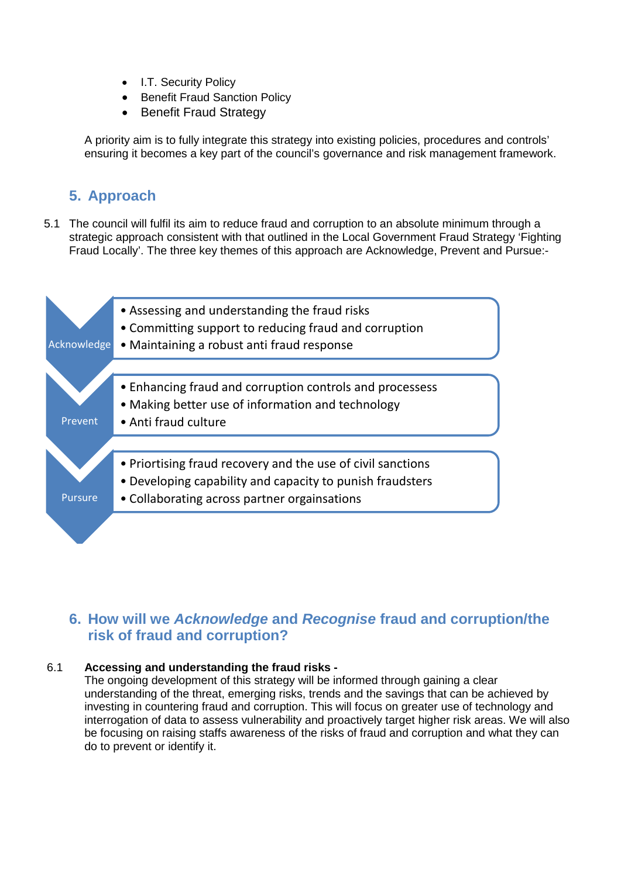- I.T. Security Policy
- Benefit Fraud Sanction Policy
- Benefit Fraud Strategy

A priority aim is to fully integrate this strategy into existing policies, procedures and controls' ensuring it becomes a key part of the council's governance and risk management framework.

## 5. Approach

5.1 The council will fulfil its aim to reduce fraud and corruption to an absolute minimum through a strategic approach consistent with that outlined in the Local Government Fraud Strategy 'Fighting Fraud Locally'. The three key themes of this approach are Acknowledge, Prevent and Pursue:-

**Acknowledge**
- Assessing and understanding the fraud risks
- Committing support to reducing fraud and corruption
- Maintaining a robust anti fraud response

**Prevent**
- Enhancing fraud and corruption controls and processess
- Making better use of information and technology
- Anti fraud culture

**Pursure**
- Priortising fraud recovery and the use of civil sanctions
- Developing capability and capacity to punish fraudsters
- Collaborating across partner orgainsations

## 6. How will we *Acknowledge* and *Recognise* fraud and corruption/the risk of fraud and corruption?

6.1 **Accessing and understanding the fraud risks -**
The ongoing development of this strategy will be informed through gaining a clear understanding of the threat, emerging risks, trends and the savings that can be achieved by investing in countering fraud and corruption. This will focus on greater use of technology and interrogation of data to assess vulnerability and proactively target higher risk areas. We will also be focusing on raising staffs awareness of the risks of fraud and corruption and what they can do to prevent or identify it.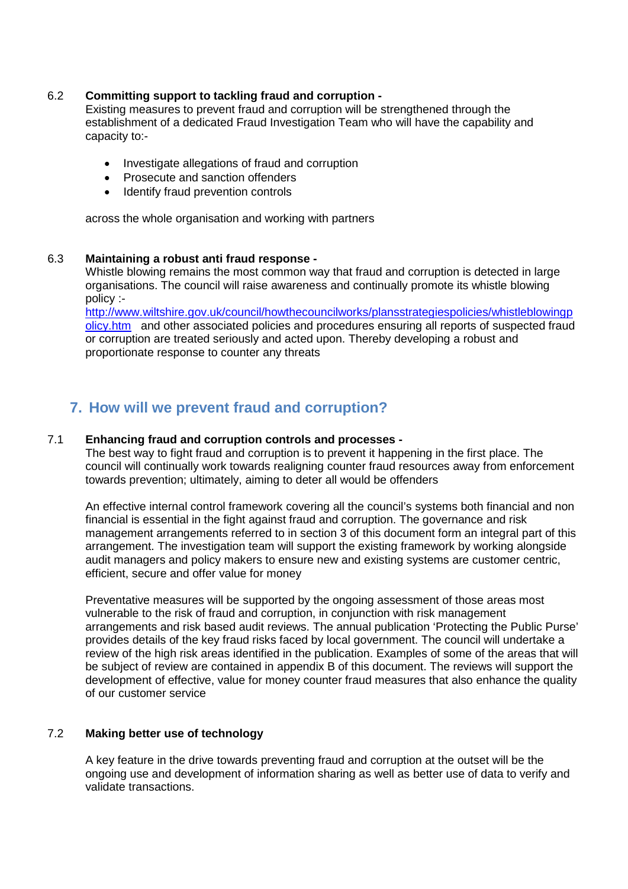6.2 **Committing support to tackling fraud and corruption -**
Existing measures to prevent fraud and corruption will be strengthened through the establishment of a dedicated Fraud Investigation Team who will have the capability and capacity to:-

- Investigate allegations of fraud and corruption
- Prosecute and sanction offenders
- Identify fraud prevention controls

across the whole organisation and working with partners

6.3 **Maintaining a robust anti fraud response -**
Whistle blowing remains the most common way that fraud and corruption is detected in large organisations. The council will raise awareness and continually promote its whistle blowing policy :-
http://www.wiltshire.gov.uk/council/howthecouncilworks/plansstrategiespolicies/whistleblowingpolicy.htm and other associated policies and procedures ensuring all reports of suspected fraud or corruption are treated seriously and acted upon. Thereby developing a robust and proportionate response to counter any threats

## 7. How will we prevent fraud and corruption?

7.1 **Enhancing fraud and corruption controls and processes -**
The best way to fight fraud and corruption is to prevent it happening in the first place. The council will continually work towards realigning counter fraud resources away from enforcement towards prevention; ultimately, aiming to deter all would be offenders

An effective internal control framework covering all the council's systems both financial and non financial is essential in the fight against fraud and corruption. The governance and risk management arrangements referred to in section 3 of this document form an integral part of this arrangement. The investigation team will support the existing framework by working alongside audit managers and policy makers to ensure new and existing systems are customer centric, efficient, secure and offer value for money

Preventative measures will be supported by the ongoing assessment of those areas most vulnerable to the risk of fraud and corruption, in conjunction with risk management arrangements and risk based audit reviews. The annual publication 'Protecting the Public Purse' provides details of the key fraud risks faced by local government. The council will undertake a review of the high risk areas identified in the publication. Examples of some of the areas that will be subject of review are contained in appendix B of this document. The reviews will support the development of effective, value for money counter fraud measures that also enhance the quality of our customer service

7.2 **Making better use of technology**

A key feature in the drive towards preventing fraud and corruption at the outset will be the ongoing use and development of information sharing as well as better use of data to verify and validate transactions.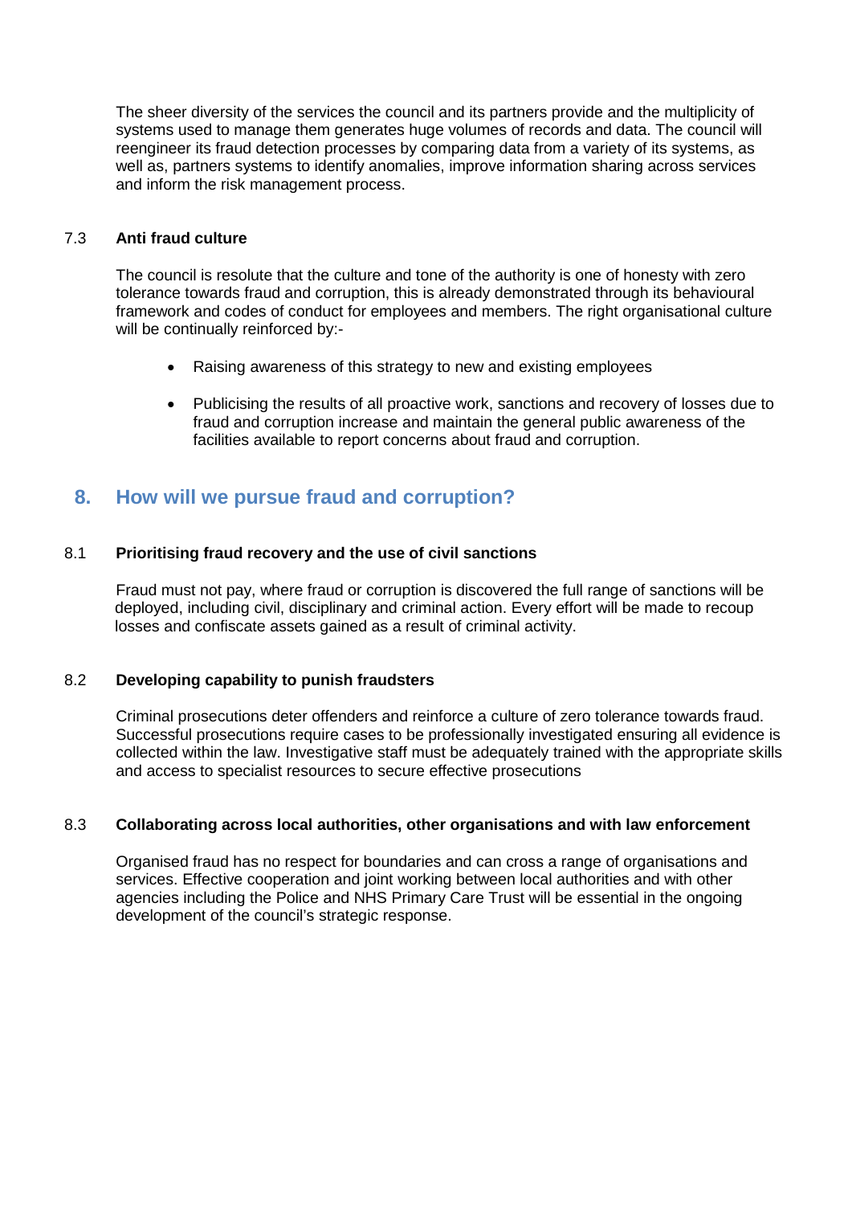The sheer diversity of the services the council and its partners provide and the multiplicity of systems used to manage them generates huge volumes of records and data. The council will reengineer its fraud detection processes by comparing data from a variety of its systems, as well as, partners systems to identify anomalies, improve information sharing across services and inform the risk management process.

### 7.3 Anti fraud culture

The council is resolute that the culture and tone of the authority is one of honesty with zero tolerance towards fraud and corruption, this is already demonstrated through its behavioural framework and codes of conduct for employees and members. The right organisational culture will be continually reinforced by:-

- Raising awareness of this strategy to new and existing employees
- Publicising the results of all proactive work, sanctions and recovery of losses due to fraud and corruption increase and maintain the general public awareness of the facilities available to report concerns about fraud and corruption.

## 8. How will we pursue fraud and corruption?

### 8.1 Prioritising fraud recovery and the use of civil sanctions

Fraud must not pay, where fraud or corruption is discovered the full range of sanctions will be deployed, including civil, disciplinary and criminal action. Every effort will be made to recoup losses and confiscate assets gained as a result of criminal activity.

### 8.2 Developing capability to punish fraudsters

Criminal prosecutions deter offenders and reinforce a culture of zero tolerance towards fraud. Successful prosecutions require cases to be professionally investigated ensuring all evidence is collected within the law. Investigative staff must be adequately trained with the appropriate skills and access to specialist resources to secure effective prosecutions

### 8.3 Collaborating across local authorities, other organisations and with law enforcement

Organised fraud has no respect for boundaries and can cross a range of organisations and services. Effective cooperation and joint working between local authorities and with other agencies including the Police and NHS Primary Care Trust will be essential in the ongoing development of the council's strategic response.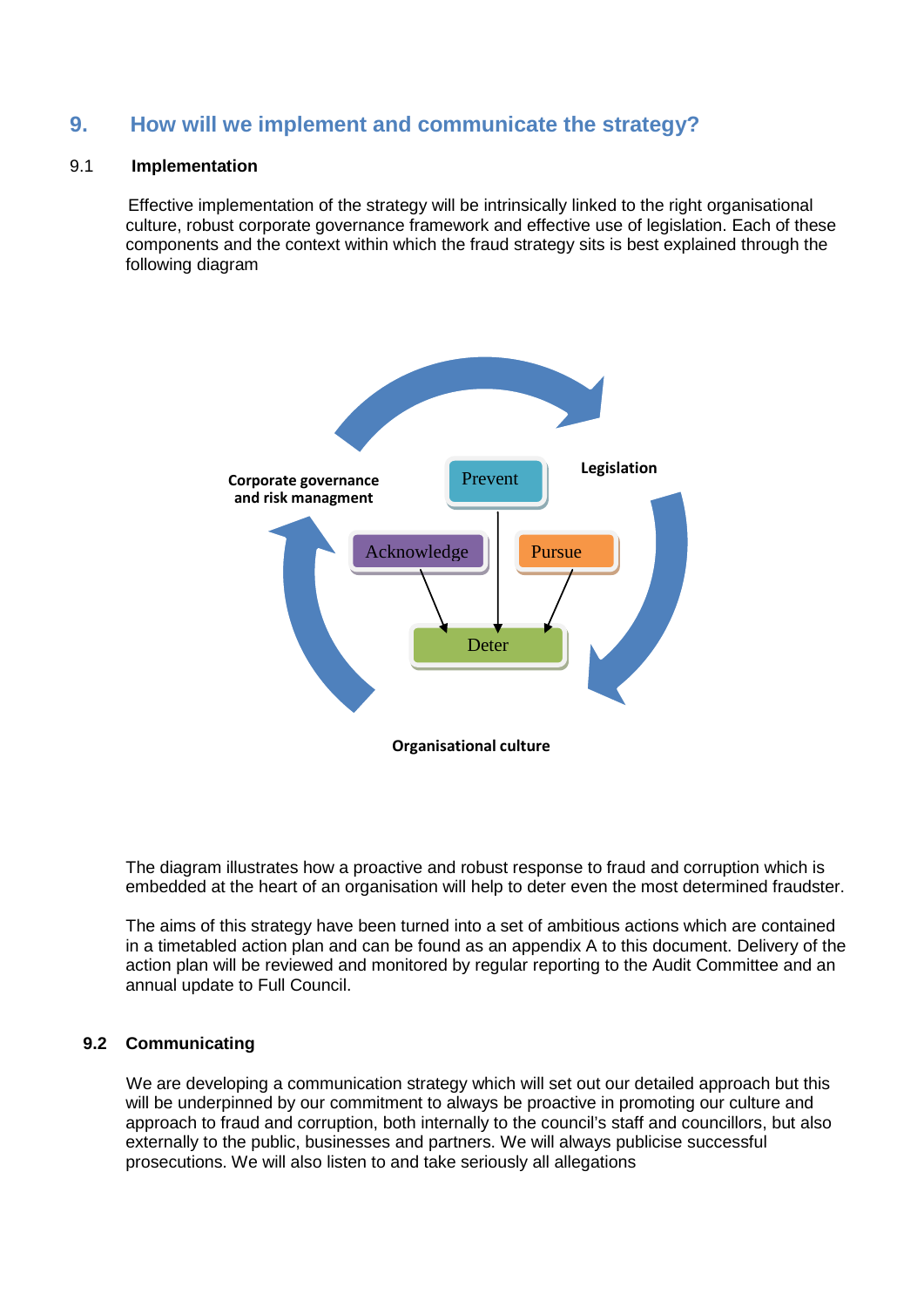## 9. How will we implement and communicate the strategy?

### 9.1 Implementation

Effective implementation of the strategy will be intrinsically linked to the right organisational culture, robust corporate governance framework and effective use of legislation. Each of these components and the context within which the fraud strategy sits is best explained through the following diagram

Corporate governance and risk managment

Legislation

Prevent

Acknowledge

Pursue

Deter

Organisational culture

The diagram illustrates how a proactive and robust response to fraud and corruption which is embedded at the heart of an organisation will help to deter even the most determined fraudster.

The aims of this strategy have been turned into a set of ambitious actions which are contained in a timetabled action plan and can be found as an appendix A to this document. Delivery of the action plan will be reviewed and monitored by regular reporting to the Audit Committee and an annual update to Full Council.

### 9.2 Communicating

We are developing a communication strategy which will set out our detailed approach but this will be underpinned by our commitment to always be proactive in promoting our culture and approach to fraud and corruption, both internally to the council's staff and councillors, but also externally to the public, businesses and partners. We will always publicise successful prosecutions. We will also listen to and take seriously all allegations